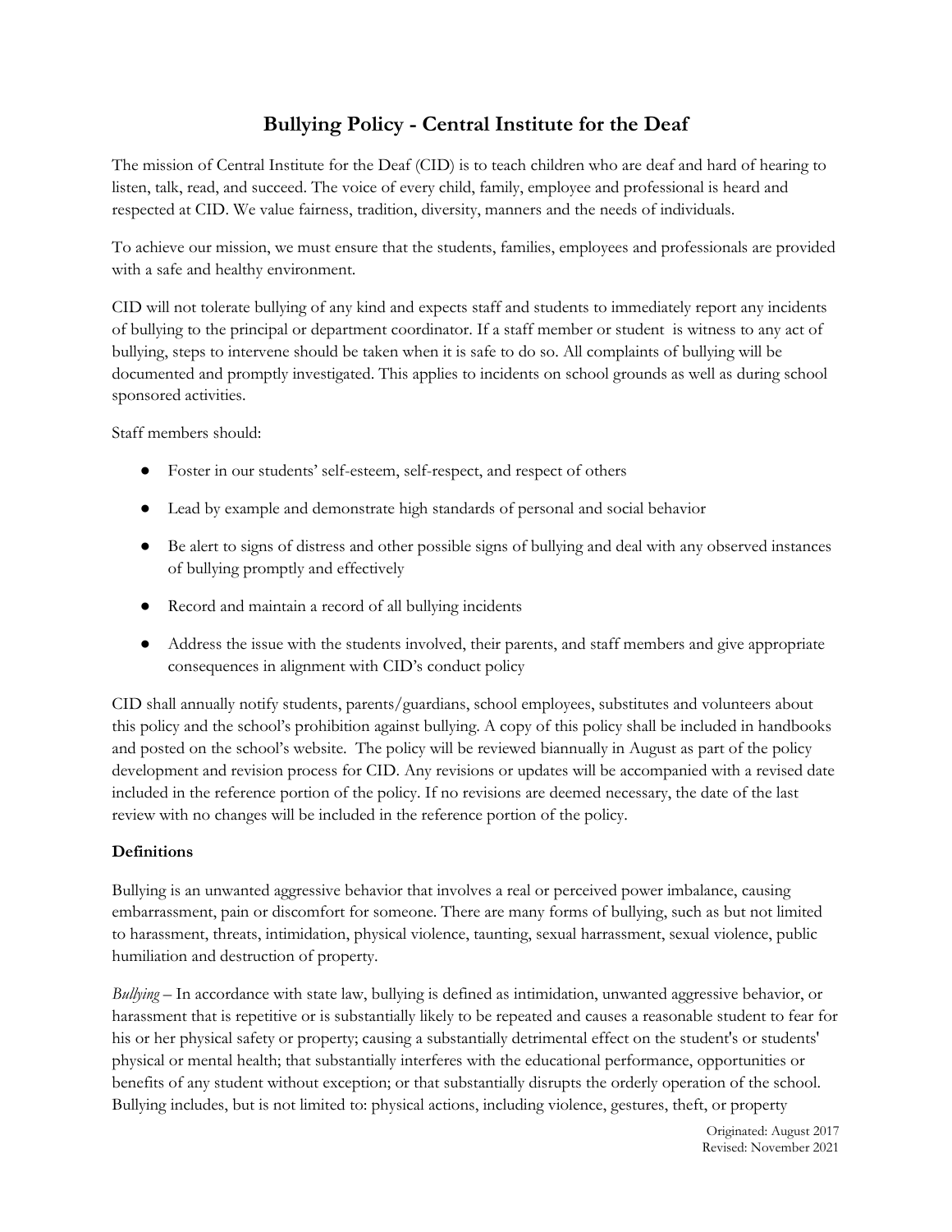# Bullying Policy - Central Institute for the Deaf

The mission of Central Institute for the Deaf (CID) is to teach children who are deaf and hard of hearing to listen, talk, read, and succeed. The voice of every child, family, employee and professional is heard and respected at CID. We value fairness, tradition, diversity, manners and the needs of individuals.

To achieve our mission, we must ensure that the students, families, employees and professionals are provided with a safe and healthy environment.

CID will not tolerate bullying of any kind and expects staff and students to immediately report any incidents of bullying to the principal or department coordinator. If a staff member or student is witness to any act of bullying, steps to intervene should be taken when it is safe to do so. All complaints of bullying will be documented and promptly investigated. This applies to incidents on school grounds as well as during school sponsored activities.

Staff members should:

- Foster in our students' self-esteem, self-respect, and respect of others
- Lead by example and demonstrate high standards of personal and social behavior
- Be alert to signs of distress and other possible signs of bullying and deal with any observed instances of bullying promptly and effectively
- Record and maintain a record of all bullying incidents
- Address the issue with the students involved, their parents, and staff members and give appropriate consequences in alignment with CID's conduct policy

CID shall annually notify students, parents/guardians, school employees, substitutes and volunteers about this policy and the school's prohibition against bullying. A copy of this policy shall be included in handbooks and posted on the school's website. The policy will be reviewed biannually in August as part of the policy development and revision process for CID. Any revisions or updates will be accompanied with a revised date included in the reference portion of the policy. If no revisions are deemed necessary, the date of the last review with no changes will be included in the reference portion of the policy.

**Definitions**

Bullying is an unwanted aggressive behavior that involves a real or perceived power imbalance, causing embarrassment, pain or discomfort for someone. There are many forms of bullying, such as but not limited to harassment, threats, intimidation, physical violence, taunting, sexual harrassment, sexual violence, public humiliation and destruction of property.

*Bullying* – In accordance with state law, bullying is defined as intimidation, unwanted aggressive behavior, or harassment that is repetitive or is substantially likely to be repeated and causes a reasonable student to fear for his or her physical safety or property; causing a substantially detrimental effect on the student's or students' physical or mental health; that substantially interferes with the educational performance, opportunities or benefits of any student without exception; or that substantially disrupts the orderly operation of the school. Bullying includes, but is not limited to: physical actions, including violence, gestures, theft, or property

Originated: August 2017
Revised: November 2021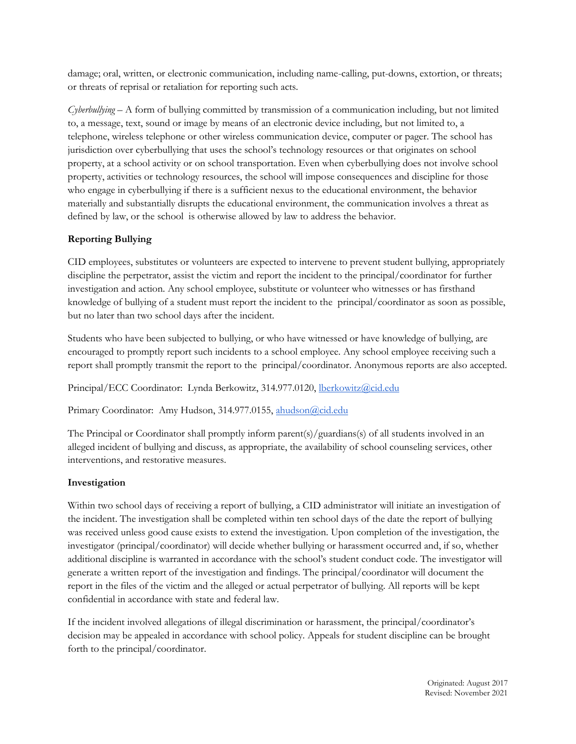damage; oral, written, or electronic communication, including name-calling, put-downs, extortion, or threats; or threats of reprisal or retaliation for reporting such acts.

*Cyberbullying* – A form of bullying committed by transmission of a communication including, but not limited to, a message, text, sound or image by means of an electronic device including, but not limited to, a telephone, wireless telephone or other wireless communication device, computer or pager. The school has jurisdiction over cyberbullying that uses the school's technology resources or that originates on school property, at a school activity or on school transportation. Even when cyberbullying does not involve school property, activities or technology resources, the school will impose consequences and discipline for those who engage in cyberbullying if there is a sufficient nexus to the educational environment, the behavior materially and substantially disrupts the educational environment, the communication involves a threat as defined by law, or the school is otherwise allowed by law to address the behavior.

**Reporting Bullying**

CID employees, substitutes or volunteers are expected to intervene to prevent student bullying, appropriately discipline the perpetrator, assist the victim and report the incident to the principal/coordinator for further investigation and action. Any school employee, substitute or volunteer who witnesses or has firsthand knowledge of bullying of a student must report the incident to the principal/coordinator as soon as possible, but no later than two school days after the incident.

Students who have been subjected to bullying, or who have witnessed or have knowledge of bullying, are encouraged to promptly report such incidents to a school employee. Any school employee receiving such a report shall promptly transmit the report to the principal/coordinator. Anonymous reports are also accepted.

Principal/ECC Coordinator: Lynda Berkowitz, 314.977.0120, lberkowitz@cid.edu

Primary Coordinator: Amy Hudson, 314.977.0155, ahudson@cid.edu

The Principal or Coordinator shall promptly inform parent(s)/guardians(s) of all students involved in an alleged incident of bullying and discuss, as appropriate, the availability of school counseling services, other interventions, and restorative measures.

**Investigation**

Within two school days of receiving a report of bullying, a CID administrator will initiate an investigation of the incident. The investigation shall be completed within ten school days of the date the report of bullying was received unless good cause exists to extend the investigation. Upon completion of the investigation, the investigator (principal/coordinator) will decide whether bullying or harassment occurred and, if so, whether additional discipline is warranted in accordance with the school's student conduct code. The investigator will generate a written report of the investigation and findings. The principal/coordinator will document the report in the files of the victim and the alleged or actual perpetrator of bullying. All reports will be kept confidential in accordance with state and federal law.

If the incident involved allegations of illegal discrimination or harassment, the principal/coordinator's decision may be appealed in accordance with school policy. Appeals for student discipline can be brought forth to the principal/coordinator.

Originated: August 2017
Revised: November 2021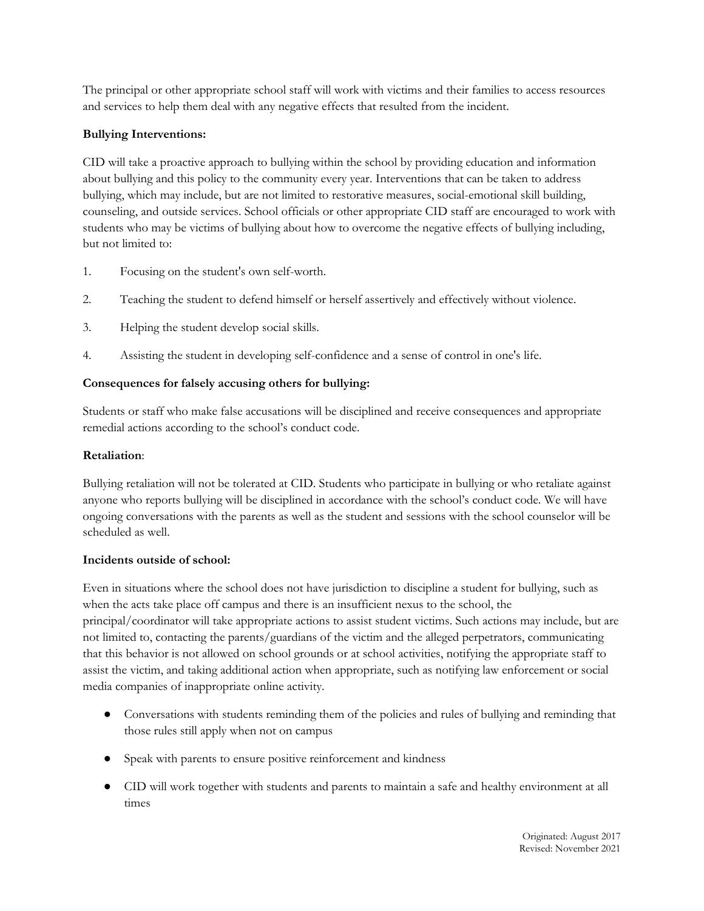The principal or other appropriate school staff will work with victims and their families to access resources and services to help them deal with any negative effects that resulted from the incident.

**Bullying Interventions:**

CID will take a proactive approach to bullying within the school by providing education and information about bullying and this policy to the community every year. Interventions that can be taken to address bullying, which may include, but are not limited to restorative measures, social-emotional skill building, counseling, and outside services. School officials or other appropriate CID staff are encouraged to work with students who may be victims of bullying about how to overcome the negative effects of bullying including, but not limited to:

1. Focusing on the student's own self-worth.
2. Teaching the student to defend himself or herself assertively and effectively without violence.
3. Helping the student develop social skills.
4. Assisting the student in developing self-confidence and a sense of control in one's life.

**Consequences for falsely accusing others for bullying:**

Students or staff who make false accusations will be disciplined and receive consequences and appropriate remedial actions according to the school's conduct code.

**Retaliation**:

Bullying retaliation will not be tolerated at CID. Students who participate in bullying or who retaliate against anyone who reports bullying will be disciplined in accordance with the school's conduct code. We will have ongoing conversations with the parents as well as the student and sessions with the school counselor will be scheduled as well.

**Incidents outside of school:**

Even in situations where the school does not have jurisdiction to discipline a student for bullying, such as when the acts take place off campus and there is an insufficient nexus to the school, the principal/coordinator will take appropriate actions to assist student victims. Such actions may include, but are not limited to, contacting the parents/guardians of the victim and the alleged perpetrators, communicating that this behavior is not allowed on school grounds or at school activities, notifying the appropriate staff to assist the victim, and taking additional action when appropriate, such as notifying law enforcement or social media companies of inappropriate online activity.

- Conversations with students reminding them of the policies and rules of bullying and reminding that those rules still apply when not on campus
- Speak with parents to ensure positive reinforcement and kindness
- CID will work together with students and parents to maintain a safe and healthy environment at all times

Originated: August 2017
Revised: November 2021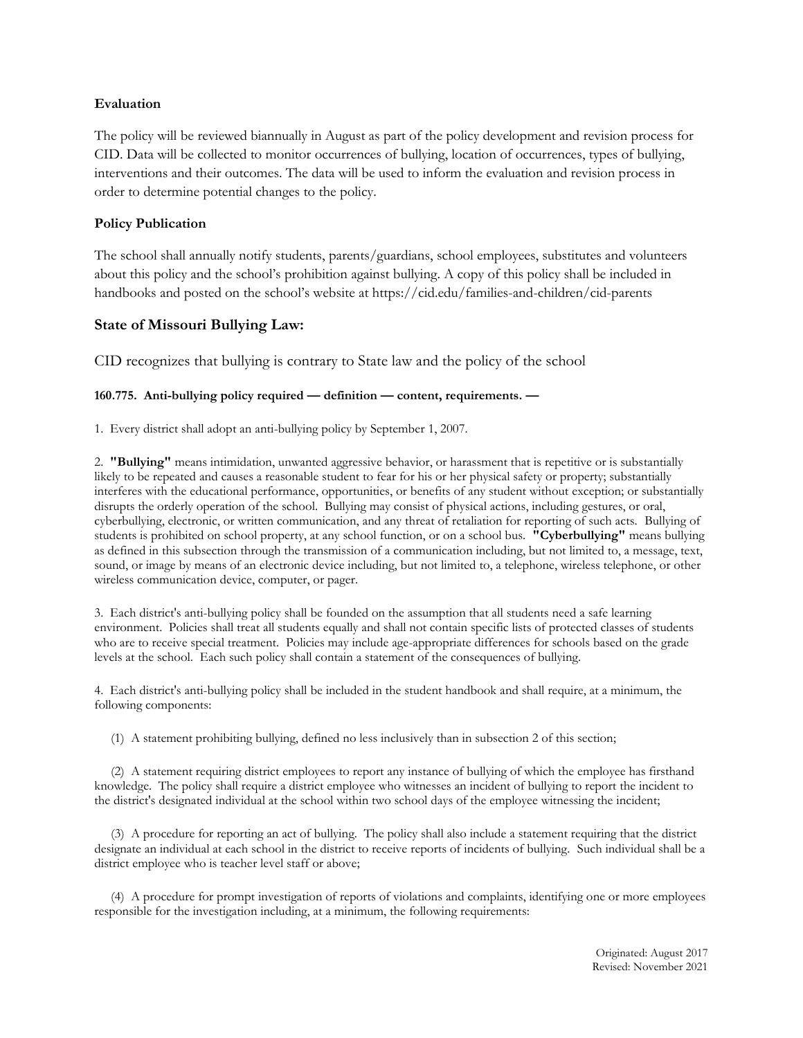### Evaluation

The policy will be reviewed biannually in August as part of the policy development and revision process for CID. Data will be collected to monitor occurrences of bullying, location of occurrences, types of bullying, interventions and their outcomes. The data will be used to inform the evaluation and revision process in order to determine potential changes to the policy.

### Policy Publication

The school shall annually notify students, parents/guardians, school employees, substitutes and volunteers about this policy and the school's prohibition against bullying. A copy of this policy shall be included in handbooks and posted on the school's website at https://cid.edu/families-and-children/cid-parents

## State of Missouri Bullying Law:

CID recognizes that bullying is contrary to State law and the policy of the school

**160.775. Anti-bullying policy required — definition — content, requirements. —**

1. Every district shall adopt an anti-bullying policy by September 1, 2007.

2. **"Bullying"** means intimidation, unwanted aggressive behavior, or harassment that is repetitive or is substantially likely to be repeated and causes a reasonable student to fear for his or her physical safety or property; substantially interferes with the educational performance, opportunities, or benefits of any student without exception; or substantially disrupts the orderly operation of the school. Bullying may consist of physical actions, including gestures, or oral, cyberbullying, electronic, or written communication, and any threat of retaliation for reporting of such acts. Bullying of students is prohibited on school property, at any school function, or on a school bus. **"Cyberbullying"** means bullying as defined in this subsection through the transmission of a communication including, but not limited to, a message, text, sound, or image by means of an electronic device including, but not limited to, a telephone, wireless telephone, or other wireless communication device, computer, or pager.

3. Each district's anti-bullying policy shall be founded on the assumption that all students need a safe learning environment. Policies shall treat all students equally and shall not contain specific lists of protected classes of students who are to receive special treatment. Policies may include age-appropriate differences for schools based on the grade levels at the school. Each such policy shall contain a statement of the consequences of bullying.

4. Each district's anti-bullying policy shall be included in the student handbook and shall require, at a minimum, the following components:

(1) A statement prohibiting bullying, defined no less inclusively than in subsection 2 of this section;

(2) A statement requiring district employees to report any instance of bullying of which the employee has firsthand knowledge. The policy shall require a district employee who witnesses an incident of bullying to report the incident to the district's designated individual at the school within two school days of the employee witnessing the incident;

(3) A procedure for reporting an act of bullying. The policy shall also include a statement requiring that the district designate an individual at each school in the district to receive reports of incidents of bullying. Such individual shall be a district employee who is teacher level staff or above;

(4) A procedure for prompt investigation of reports of violations and complaints, identifying one or more employees responsible for the investigation including, at a minimum, the following requirements:

Originated: August 2017
Revised: November 2021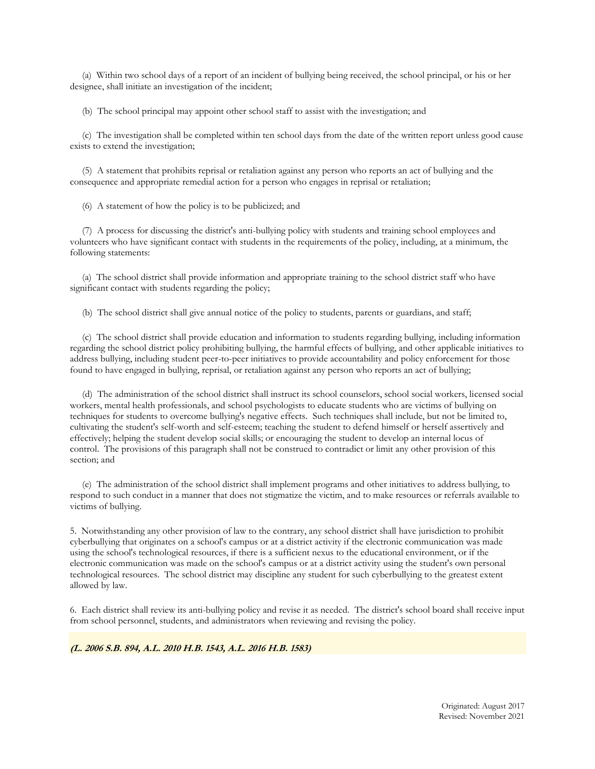(a) Within two school days of a report of an incident of bullying being received, the school principal, or his or her designee, shall initiate an investigation of the incident;

(b) The school principal may appoint other school staff to assist with the investigation; and

(c) The investigation shall be completed within ten school days from the date of the written report unless good cause exists to extend the investigation;

(5) A statement that prohibits reprisal or retaliation against any person who reports an act of bullying and the consequence and appropriate remedial action for a person who engages in reprisal or retaliation;

(6) A statement of how the policy is to be publicized; and

(7) A process for discussing the district's anti-bullying policy with students and training school employees and volunteers who have significant contact with students in the requirements of the policy, including, at a minimum, the following statements:

(a) The school district shall provide information and appropriate training to the school district staff who have significant contact with students regarding the policy;

(b) The school district shall give annual notice of the policy to students, parents or guardians, and staff;

(c) The school district shall provide education and information to students regarding bullying, including information regarding the school district policy prohibiting bullying, the harmful effects of bullying, and other applicable initiatives to address bullying, including student peer-to-peer initiatives to provide accountability and policy enforcement for those found to have engaged in bullying, reprisal, or retaliation against any person who reports an act of bullying;

(d) The administration of the school district shall instruct its school counselors, school social workers, licensed social workers, mental health professionals, and school psychologists to educate students who are victims of bullying on techniques for students to overcome bullying's negative effects. Such techniques shall include, but not be limited to, cultivating the student's self-worth and self-esteem; teaching the student to defend himself or herself assertively and effectively; helping the student develop social skills; or encouraging the student to develop an internal locus of control. The provisions of this paragraph shall not be construed to contradict or limit any other provision of this section; and

(e) The administration of the school district shall implement programs and other initiatives to address bullying, to respond to such conduct in a manner that does not stigmatize the victim, and to make resources or referrals available to victims of bullying.

5. Notwithstanding any other provision of law to the contrary, any school district shall have jurisdiction to prohibit cyberbullying that originates on a school's campus or at a district activity if the electronic communication was made using the school's technological resources, if there is a sufficient nexus to the educational environment, or if the electronic communication was made on the school's campus or at a district activity using the student's own personal technological resources. The school district may discipline any student for such cyberbullying to the greatest extent allowed by law.

6. Each district shall review its anti-bullying policy and revise it as needed. The district's school board shall receive input from school personnel, students, and administrators when reviewing and revising the policy.

***(L. 2006 S.B. 894, A.L. 2010 H.B. 1543, A.L. 2016 H.B. 1583)***

Originated: August 2017
Revised: November 2021